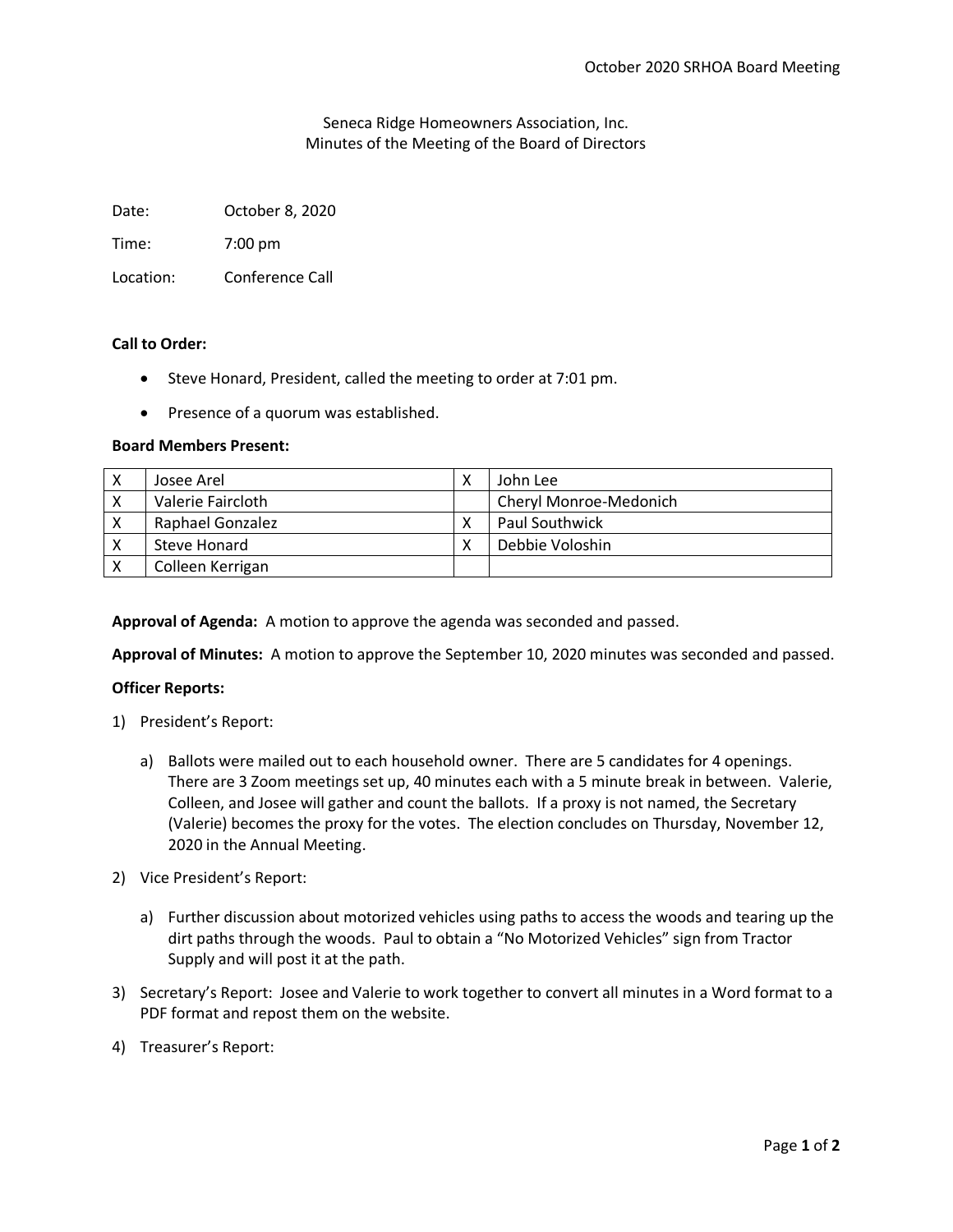Seneca Ridge Homeowners Association, Inc.
Minutes of the Meeting of the Board of Directors

Date: October 8, 2020

Time: 7:00 pm

Location: Conference Call

**Call to Order:**

- Steve Honard, President, called the meeting to order at 7:01 pm.
- Presence of a quorum was established.

**Board Members Present:**

| | | | |
|---|---|---|---|
| X | Josee Arel | X | John Lee |
| X | Valerie Faircloth | | Cheryl Monroe-Medonich |
| X | Raphael Gonzalez | X | Paul Southwick |
| X | Steve Honard | X | Debbie Voloshin |
| X | Colleen Kerrigan | | |

**Approval of Agenda:** A motion to approve the agenda was seconded and passed.

**Approval of Minutes:** A motion to approve the September 10, 2020 minutes was seconded and passed.

**Officer Reports:**

1) President's Report:
   a) Ballots were mailed out to each household owner. There are 5 candidates for 4 openings. There are 3 Zoom meetings set up, 40 minutes each with a 5 minute break in between. Valerie, Colleen, and Josee will gather and count the ballots. If a proxy is not named, the Secretary (Valerie) becomes the proxy for the votes. The election concludes on Thursday, November 12, 2020 in the Annual Meeting.

2) Vice President's Report:
   a) Further discussion about motorized vehicles using paths to access the woods and tearing up the dirt paths through the woods. Paul to obtain a "No Motorized Vehicles" sign from Tractor Supply and will post it at the path.

3) Secretary's Report: Josee and Valerie to work together to convert all minutes in a Word format to a PDF format and repost them on the website.

4) Treasurer's Report: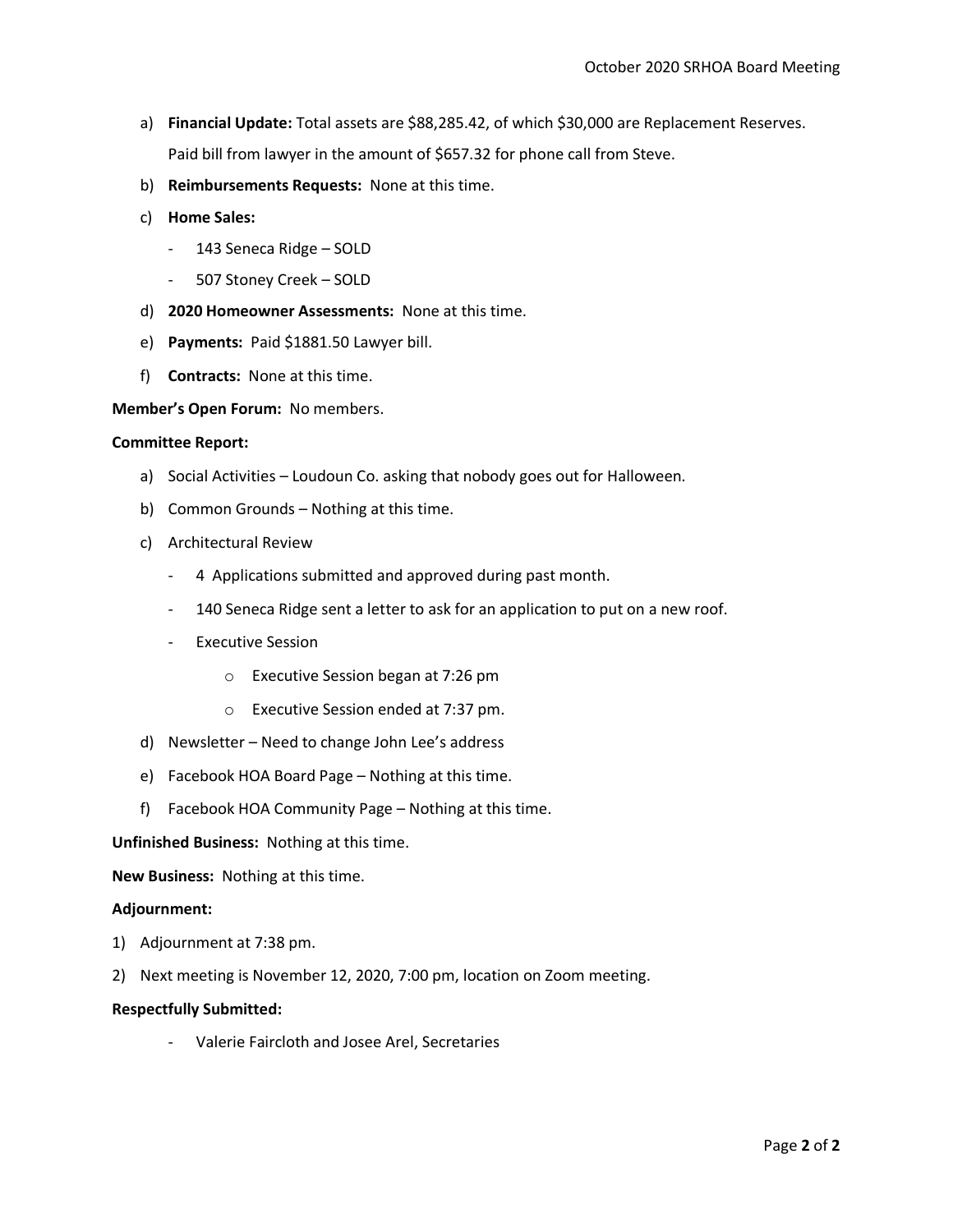a) **Financial Update:** Total assets are $88,285.42, of which $30,000 are Replacement Reserves. Paid bill from lawyer in the amount of $657.32 for phone call from Steve.

b) **Reimbursements Requests:** None at this time.

c) **Home Sales:**
   - 143 Seneca Ridge – SOLD
   - 507 Stoney Creek – SOLD

d) **2020 Homeowner Assessments:** None at this time.

e) **Payments:** Paid $1881.50 Lawyer bill.

f) **Contracts:** None at this time.

**Member's Open Forum:** No members.

**Committee Report:**

a) Social Activities – Loudoun Co. asking that nobody goes out for Halloween.

b) Common Grounds – Nothing at this time.

c) Architectural Review
   - 4 Applications submitted and approved during past month.
   - 140 Seneca Ridge sent a letter to ask for an application to put on a new roof.
   - Executive Session
     - Executive Session began at 7:26 pm
     - Executive Session ended at 7:37 pm.

d) Newsletter – Need to change John Lee's address

e) Facebook HOA Board Page – Nothing at this time.

f) Facebook HOA Community Page – Nothing at this time.

**Unfinished Business:** Nothing at this time.

**New Business:** Nothing at this time.

**Adjournment:**

1) Adjournment at 7:38 pm.
2) Next meeting is November 12, 2020, 7:00 pm, location on Zoom meeting.

**Respectfully Submitted:**

- Valerie Faircloth and Josee Arel, Secretaries